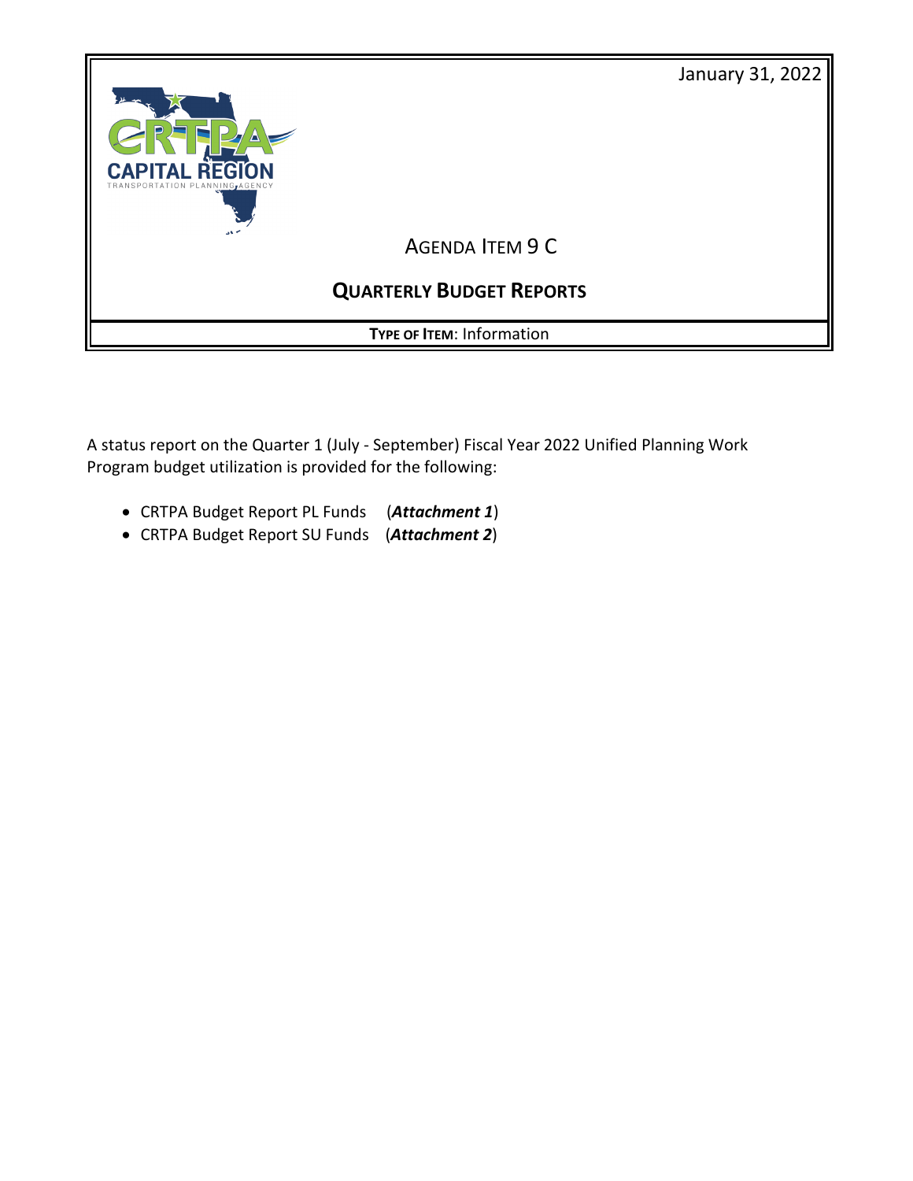January 31, 2022

CAPITAL REGION
TRANSPORTATION PLANNING AGENCY

# AGENDA ITEM 9 C

## QUARTERLY BUDGET REPORTS

**TYPE OF ITEM**: Information

A status report on the Quarter 1 (July - September) Fiscal Year 2022 Unified Planning Work Program budget utilization is provided for the following:

- CRTPA Budget Report PL Funds (***Attachment 1***)
- CRTPA Budget Report SU Funds (***Attachment 2***)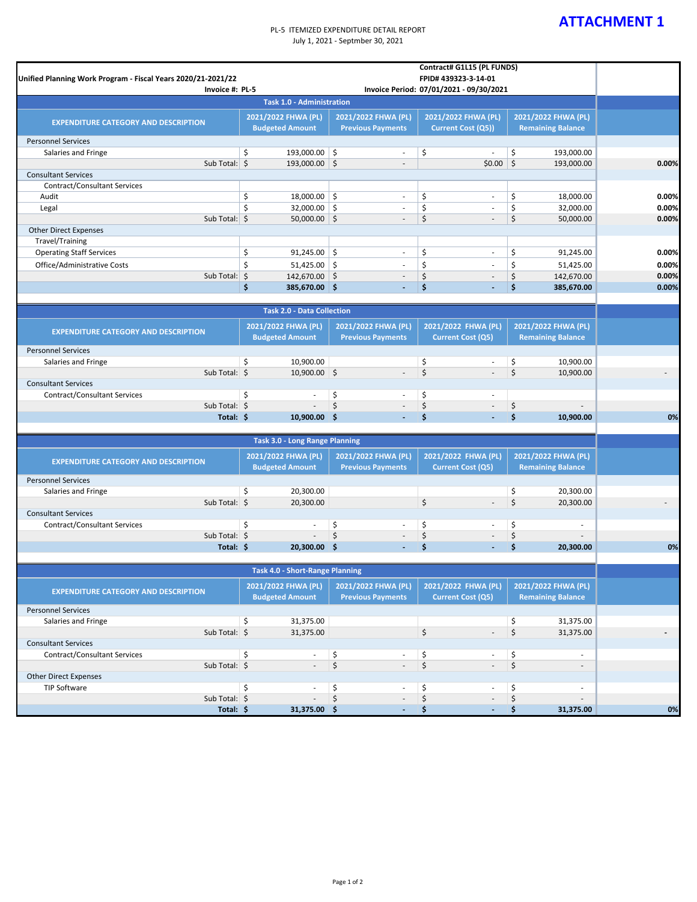**ATTACHMENT 1**

PL-5 ITEMIZED EXPENDITURE DETAIL REPORT
July 1, 2021 - Septmber 30, 2021

**Unified Planning Work Program - Fiscal Years 2020/21-2021/22**

**Contract# G1L15 (PL FUNDS)**
**FPID# 439323-3-14-01**
**Invoice #: PL-5** **Invoice Period: 07/01/2021 - 09/30/2021**

**Task 1.0 - Administration**

| EXPENDITURE CATEGORY AND DESCRIPTION | 2021/2022 FHWA (PL) Budgeted Amount | 2021/2022 FHWA (PL) Previous Payments | 2021/2022 FHWA (PL) Current Cost (Q5)) | 2021/2022 FHWA (PL) Remaining Balance | |
|---|---|---|---|---|---|
| Personnel Services | | | | | |
| Salaries and Fringe | $ 193,000.00 | $ - | $ - | $ 193,000.00 | |
| Sub Total: | $ 193,000.00 | $ - | $0.00 | $ 193,000.00 | 0.00% |
| Consultant Services | | | | | |
| Contract/Consultant Services | | | | | |
| Audit | $ 18,000.00 | $ - | $ - | $ 18,000.00 | 0.00% |
| Legal | $ 32,000.00 | $ - | $ - | $ 32,000.00 | 0.00% |
| Sub Total: | $ 50,000.00 | $ - | $ - | $ 50,000.00 | 0.00% |
| Other Direct Expenses | | | | | |
| Travel/Training | | | | | |
| Operating Staff Services | $ 91,245.00 | $ - | $ - | $ 91,245.00 | 0.00% |
| Office/Administrative Costs | $ 51,425.00 | $ - | $ - | $ 51,425.00 | 0.00% |
| Sub Total: | $ 142,670.00 | $ - | $ - | $ 142,670.00 | 0.00% |
| | **$ 385,670.00** | **$ -** | **$ -** | **$ 385,670.00** | **0.00%** |

**Task 2.0 - Data Collection**

| EXPENDITURE CATEGORY AND DESCRIPTION | 2021/2022 FHWA (PL) Budgeted Amount | 2021/2022 FHWA (PL) Previous Payments | 2021/2022 FHWA (PL) Current Cost (Q5) | 2021/2022 FHWA (PL) Remaining Balance | |
|---|---|---|---|---|---|
| Personnel Services | | | | | |
| Salaries and Fringe | $ 10,900.00 | | $ - | $ 10,900.00 | |
| Sub Total: | $ 10,900.00 | $ - | $ - | $ 10,900.00 | - |
| Consultant Services | | | | | |
| Contract/Consultant Services | $ - | $ - | $ - | | |
| Sub Total: | $ - | $ - | $ - | $ - | |
| **Total:** | **$ 10,900.00** | **$ -** | **$ -** | **$ 10,900.00** | **0%** |

**Task 3.0 - Long Range Planning**

| EXPENDITURE CATEGORY AND DESCRIPTION | 2021/2022 FHWA (PL) Budgeted Amount | 2021/2022 FHWA (PL) Previous Payments | 2021/2022 FHWA (PL) Current Cost (Q5) | 2021/2022 FHWA (PL) Remaining Balance | |
|---|---|---|---|---|---|
| Personnel Services | | | | | |
| Salaries and Fringe | $ 20,300.00 | | | $ 20,300.00 | |
| Sub Total: | $ 20,300.00 | | $ - | $ 20,300.00 | - |
| Consultant Services | | | | | |
| Contract/Consultant Services | $ - | $ - | $ - | $ - | |
| Sub Total: | $ - | $ - | $ - | $ - | |
| **Total:** | **$ 20,300.00** | **$ -** | **$ -** | **$ 20,300.00** | **0%** |

**Task 4.0 - Short-Range Planning**

| EXPENDITURE CATEGORY AND DESCRIPTION | 2021/2022 FHWA (PL) Budgeted Amount | 2021/2022 FHWA (PL) Previous Payments | 2021/2022 FHWA (PL) Current Cost (Q5) | 2021/2022 FHWA (PL) Remaining Balance | |
|---|---|---|---|---|---|
| Personnel Services | | | | | |
| Salaries and Fringe | $ 31,375.00 | | | $ 31,375.00 | |
| Sub Total: | $ 31,375.00 | | $ - | $ 31,375.00 | - |
| Consultant Services | | | | | |
| Contract/Consultant Services | $ - | $ - | $ - | $ - | |
| Sub Total: | $ - | $ - | $ - | $ - | |
| Other Direct Expenses | | | | | |
| TIP Software | $ - | $ - | $ - | $ - | |
| Sub Total: | $ - | $ - | $ - | $ - | |
| **Total:** | **$ 31,375.00** | **$ -** | **$ -** | **$ 31,375.00** | **0%** |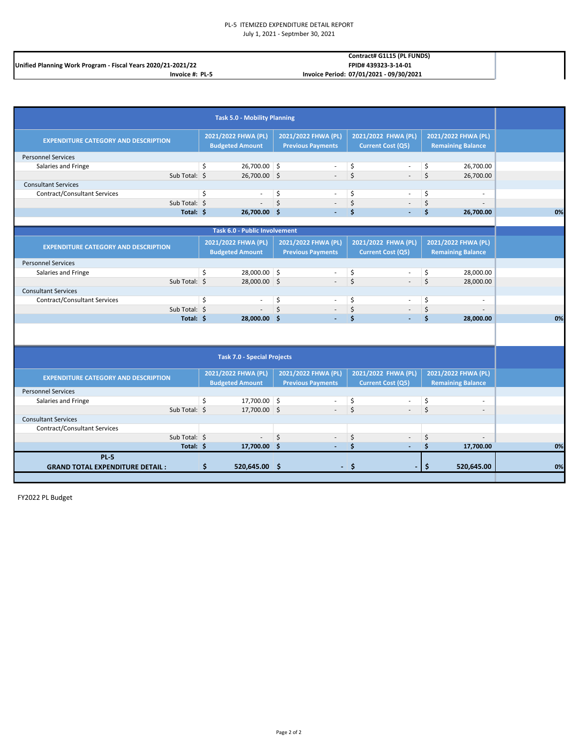PL-5 ITEMIZED EXPENDITURE DETAIL REPORT
July 1, 2021 - Septmber 30, 2021

**Unified Planning Work Program - Fiscal Years 2020/21-2021/22**
**Invoice #: PL-5**

**Contract# G1L15 (PL FUNDS)**
**FPID# 439323-3-14-01**
**Invoice Period: 07/01/2021 - 09/30/2021**

| Task 5.0 - Mobility Planning | | | | | |
|---|---|---|---|---|---|
| **EXPENDITURE CATEGORY AND DESCRIPTION** | **2021/2022 FHWA (PL) Budgeted Amount** | **2021/2022 FHWA (PL) Previous Payments** | **2021/2022 FHWA (PL) Current Cost (Q5)** | **2021/2022 FHWA (PL) Remaining Balance** | |
| Personnel Services | | | | | |
| Salaries and Fringe | $ 26,700.00 | $ - | $ - | $ 26,700.00 | |
| Sub Total: | $ 26,700.00 | $ - | $ - | $ 26,700.00 | |
| Consultant Services | | | | | |
| Contract/Consultant Services | $ - | $ - | $ - | $ - | |
| Sub Total: | $ - | $ - | $ - | $ - | |
| **Total:** | **$ 26,700.00** | **$ -** | **$ -** | **$ 26,700.00** | **0%** |

| Task 6.0 - Public Involvement | | | | | |
|---|---|---|---|---|---|
| **EXPENDITURE CATEGORY AND DESCRIPTION** | **2021/2022 FHWA (PL) Budgeted Amount** | **2021/2022 FHWA (PL) Previous Payments** | **2021/2022 FHWA (PL) Current Cost (Q5)** | **2021/2022 FHWA (PL) Remaining Balance** | |
| Personnel Services | | | | | |
| Salaries and Fringe | $ 28,000.00 | $ - | $ - | $ 28,000.00 | |
| Sub Total: | $ 28,000.00 | $ - | $ - | $ 28,000.00 | |
| Consultant Services | | | | | |
| Contract/Consultant Services | $ - | $ - | $ - | $ - | |
| Sub Total: | $ - | $ - | $ - | $ - | |
| **Total:** | **$ 28,000.00** | **$ -** | **$ -** | **$ 28,000.00** | **0%** |

| Task 7.0 - Special Projects | | | | | |
|---|---|---|---|---|---|
| **EXPENDITURE CATEGORY AND DESCRIPTION** | **2021/2022 FHWA (PL) Budgeted Amount** | **2021/2022 FHWA (PL) Previous Payments** | **2021/2022 FHWA (PL) Current Cost (Q5)** | **2021/2022 FHWA (PL) Remaining Balance** | |
| Personnel Services | | | | | |
| Salaries and Fringe | $ 17,700.00 | $ - | $ - | $ - | |
| Sub Total: | $ 17,700.00 | $ - | $ - | $ - | |
| Consultant Services | | | | | |
| Contract/Consultant Services | | | | | |
| Sub Total: | $ - | $ - | $ - | $ - | |
| **Total:** | **$ 17,700.00** | **$ -** | **$ -** | **$ 17,700.00** | **0%** |
| **PL-5 GRAND TOTAL EXPENDITURE DETAIL :** | **$ 520,645.00** | **$ -** | **$ -** | **$ 520,645.00** | **0%** |

FY2022 PL Budget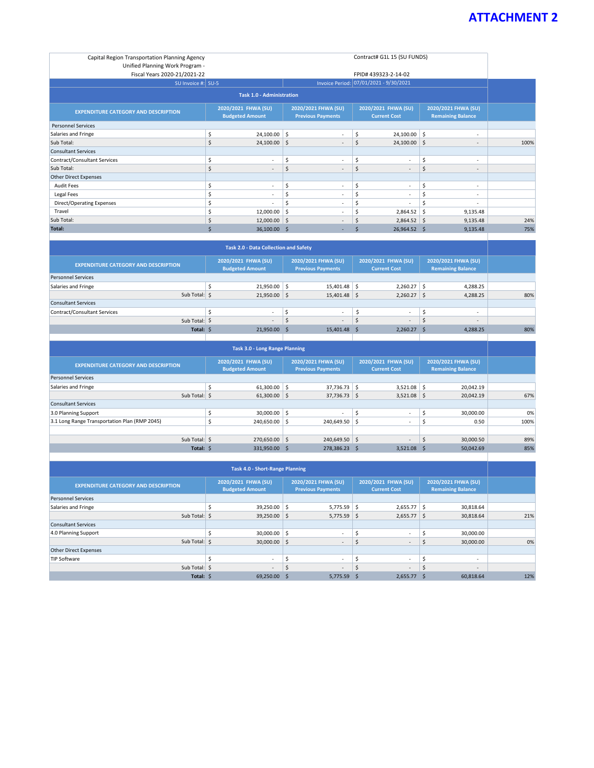# ATTACHMENT 2

Capital Region Transportation Planning Agency
Unified Planning Work Program -
Fiscal Years 2020-21/2021-22

Contract# G1L 15 (SU FUNDS)

FPID# 439323-2-14-02

SU Invoice #: SU-5

Invoice Period: 07/01/2021 - 9/30/2021

## Task 1.0 - Administration

| EXPENDITURE CATEGORY AND DESCRIPTION | 2020/2021 FHWA (SU) Budgeted Amount | 2020/2021 FHWA (SU) Previous Payments | 2020/2021 FHWA (SU) Current Cost | 2020/2021 FHWA (SU) Remaining Balance | |
|---|---|---|---|---|---|
| Personnel Services | | | | | |
| Salaries and Fringe | $ 24,100.00 | $ - | $ 24,100.00 | $ - | |
| Sub Total: | $ 24,100.00 | $ - | $ 24,100.00 | $ - | 100% |
| Consultant Services | | | | | |
| Contract/Consultant Services | $ - | $ - | $ - | $ - | |
| Sub Total: | $ - | $ - | $ - | $ - | |
| Other Direct Expenses | | | | | |
| Audit Fees | $ - | $ - | $ - | $ - | |
| Legal Fees | $ - | $ - | $ - | $ - | |
| Direct/Operating Expenses | $ - | $ - | $ - | $ - | |
| Travel | $ 12,000.00 | $ - | $ 2,864.52 | $ 9,135.48 | |
| Sub Total: | $ 12,000.00 | $ - | $ 2,864.52 | $ 9,135.48 | 24% |
| **Total:** | $ 36,100.00 | $ - | $ 26,964.52 | $ 9,135.48 | 75% |

## Task 2.0 - Data Collection and Safety

| EXPENDITURE CATEGORY AND DESCRIPTION | 2020/2021 FHWA (SU) Budgeted Amount | 2020/2021 FHWA (SU) Previous Payments | 2020/2021 FHWA (SU) Current Cost | 2020/2021 FHWA (SU) Remaining Balance | |
|---|---|---|---|---|---|
| Personnel Services | | | | | |
| Salaries and Fringe | $ 21,950.00 | $ 15,401.48 | $ 2,260.27 | $ 4,288.25 | |
| Sub Total: | $ 21,950.00 | $ 15,401.48 | $ 2,260.27 | $ 4,288.25 | 80% |
| Consultant Services | | | | | |
| Contract/Consultant Services | $ - | $ - | $ - | $ - | |
| Sub Total: | $ - | $ - | $ - | $ - | |
| **Total:** | $ 21,950.00 | $ 15,401.48 | $ 2,260.27 | $ 4,288.25 | 80% |

## Task 3.0 - Long Range Planning

| EXPENDITURE CATEGORY AND DESCRIPTION | 2020/2021 FHWA (SU) Budgeted Amount | 2020/2021 FHWA (SU) Previous Payments | 2020/2021 FHWA (SU) Current Cost | 2020/2021 FHWA (SU) Remaining Balance | |
|---|---|---|---|---|---|
| Personnel Services | | | | | |
| Salaries and Fringe | $ 61,300.00 | $ 37,736.73 | $ 3,521.08 | $ 20,042.19 | |
| Sub Total: | $ 61,300.00 | $ 37,736.73 | $ 3,521.08 | $ 20,042.19 | 67% |
| Consultant Services | | | | | |
| 3.0 Planning Support | $ 30,000.00 | $ - | $ - | $ 30,000.00 | 0% |
| 3.1 Long Range Transportation Plan (RMP 2045) | $ 240,650.00 | $ 240,649.50 | $ - | $ 0.50 | 100% |
| Sub Total: | $ 270,650.00 | $ 240,649.50 | $ - | $ 30,000.50 | 89% |
| **Total:** | $ 331,950.00 | $ 278,386.23 | $ 3,521.08 | $ 50,042.69 | 85% |

## Task 4.0 - Short-Range Planning

| EXPENDITURE CATEGORY AND DESCRIPTION | 2020/2021 FHWA (SU) Budgeted Amount | 2020/2021 FHWA (SU) Previous Payments | 2020/2021 FHWA (SU) Current Cost | 2020/2021 FHWA (SU) Remaining Balance | |
|---|---|---|---|---|---|
| Personnel Services | | | | | |
| Salaries and Fringe | $ 39,250.00 | $ 5,775.59 | $ 2,655.77 | $ 30,818.64 | |
| Sub Total: | $ 39,250.00 | $ 5,775.59 | $ 2,655.77 | $ 30,818.64 | 21% |
| Consultant Services | | | | | |
| 4.0 Planning Support | $ 30,000.00 | $ - | $ - | $ 30,000.00 | |
| Sub Total: | $ 30,000.00 | $ - | $ - | $ 30,000.00 | 0% |
| Other Direct Expenses | | | | | |
| TIP Software | $ - | $ - | $ - | $ - | |
| Sub Total: | $ - | $ - | $ - | $ - | |
| **Total:** | $ 69,250.00 | $ 5,775.59 | $ 2,655.77 | $ 60,818.64 | 12% |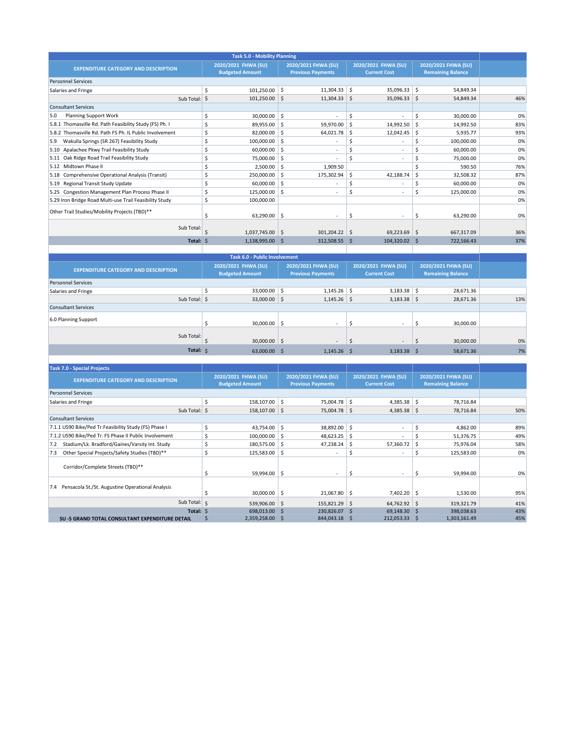| Task 5.0 - Mobility Planning | | | | | |
|---|---|---|---|---|---|
| EXPENDITURE CATEGORY AND DESCRIPTION | 2020/2021 FHWA (SU) Budgeted Amount | 2020/2021 FHWA (SU) Previous Payments | 2020/2021 FHWA (SU) Current Cost | 2020/2021 FHWA (SU) Remaining Balance | |
| Personnel Services | | | | | |
| Salaries and Fringe | $ 101,250.00 | $ 11,304.33 | $ 35,096.33 | $ 54,849.34 | |
| Sub Total: | $ 101,250.00 | $ 11,304.33 | $ 35,096.33 | $ 54,849.34 | 46% |
| Consultant Services | | | | | |
| 5.0 Planning Support Work | $ 30,000.00 | $ - | $ - | $ 30,000.00 | 0% |
| 5.8.1 Thomasville Rd. Path Feasibility Study (FS) Ph. I | $ 89,955.00 | $ 59,970.00 | $ 14,992.50 | $ 14,992.50 | 83% |
| 5.8.2 Thomasville Rd. Path FS Ph. IL Public Involvement | $ 82,000.00 | $ 64,021.78 | $ 12,042.45 | $ 5,935.77 | 93% |
| 5.9 Wakulla Springs (SR 267) Feasibility Study | $ 100,000.00 | $ - | $ - | $ 100,000.00 | 0% |
| 5.10 Apalachee Pkwy Trail Feasibility Study | $ 60,000.00 | $ - | $ - | $ 60,000.00 | 0% |
| 5.11 Oak Ridge Road Trail Feasibility Study | $ 75,000.00 | $ - | $ - | $ 75,000.00 | 0% |
| 5.12 Midtown Phase II | $ 2,500.00 | $ 1,909.50 | | $ 590.50 | 76% |
| 5.18 Comprehensive Operational Analysis (Transit) | $ 250,000.00 | $ 175,302.94 | $ 42,188.74 | $ 32,508.32 | 87% |
| 5.19 Regional Transit Study Update | $ 60,000.00 | $ - | $ - | $ 60,000.00 | 0% |
| 5.25 Congestion Management Plan Process Phase II | $ 125,000.00 | $ - | $ - | $ 125,000.00 | 0% |
| 5.29 Iron Bridge Road Multi-use Trail Feasibility Study | $ 100,000.00 | | | | 0% |
| Other Trail Studies/Mobility Projects (TBD)** | $ 63,290.00 | $ - | $ - | $ 63,290.00 | 0% |
| Sub Total: | $ 1,037,745.00 | $ 301,204.22 | $ 69,223.69 | $ 667,317.09 | 36% |
| **Total:** | $ 1,138,995.00 | $ 312,508.55 | $ 104,320.02 | $ 722,166.43 | 37% |

| Task 6.0 - Public Involvement | | | | | |
|---|---|---|---|---|---|
| EXPENDITURE CATEGORY AND DESCRIPTION | 2020/2021 FHWA (SU) Budgeted Amount | 2020/2021 FHWA (SU) Previous Payments | 2020/2021 FHWA (SU) Current Cost | 2020/2021 FHWA (SU) Remaining Balance | |
| Personnel Services | | | | | |
| Salaries and Fringe | $ 33,000.00 | $ 1,145.26 | $ 3,183.38 | $ 28,671.36 | |
| Sub Total: | $ 33,000.00 | $ 1,145.26 | $ 3,183.38 | $ 28,671.36 | 13% |
| Consultant Services | | | | | |
| 6.0 Planning Support | $ 30,000.00 | $ - | $ - | $ 30,000.00 | |
| Sub Total: | $ 30,000.00 | $ - | $ - | $ 30,000.00 | 0% |
| **Total:** | $ 63,000.00 | $ 1,145.26 | $ 3,183.38 | $ 58,671.36 | 7% |

| Task 7.0 - Special Projects | | | | | |
|---|---|---|---|---|---|
| EXPENDITURE CATEGORY AND DESCRIPTION | 2020/2021 FHWA (SU) Budgeted Amount | 2020/2021 FHWA (SU) Previous Payments | 2020/2021 FHWA (SU) Current Cost | 2020/2021 FHWA (SU) Remaining Balance | |
| Personnel Services | | | | | |
| Salaries and Fringe | $ 158,107.00 | $ 75,004.78 | $ 4,385.38 | $ 78,716.84 | |
| Sub Total: | $ 158,107.00 | $ 75,004.78 | $ 4,385.38 | $ 78,716.84 | 50% |
| Consultant Services | | | | | |
| 7.1.1 US90 Bike/Ped Tr.Feasibility Study (FS) Phase I | $ 43,754.00 | $ 38,892.00 | $ - | $ 4,862.00 | 89% |
| 7.1.2 US90 Bike/Ped Tr. FS Phase II Public Involvement | $ 100,000.00 | $ 48,623.25 | $ - | $ 51,376.75 | 49% |
| 7.2 Stadium/Lk. Bradford/Gaines/Varsity Int. Study | $ 180,575.00 | $ 47,238.24 | $ 57,360.72 | $ 75,976.04 | 58% |
| 7.3 Other Special Projects/Safety Studies (TBD)** | $ 125,583.00 | $ - | $ - | $ 125,583.00 | 0% |
| Corridor/Complete Streets (TBD)** | $ 59,994.00 | $ - | $ - | $ 59,994.00 | 0% |
| 7.4 Pensacola St./St. Augustine Operational Analysis | $ 30,000.00 | $ 21,067.80 | $ 7,402.20 | $ 1,530.00 | 95% |
| Sub Total: | $ 539,906.00 | $ 155,821.29 | $ 64,762.92 | $ 319,321.79 | 41% |
| **Total:** | $ 698,013.00 | $ 230,826.07 | $ 69,148.30 | $ 398,038.63 | 43% |
| **SU -5 GRAND TOTAL CONSULTANT EXPENDITURE DETAIL** | $ 2,359,258.00 | $ 844,043.18 | $ 212,053.33 | $ 1,303,161.49 | 45% |